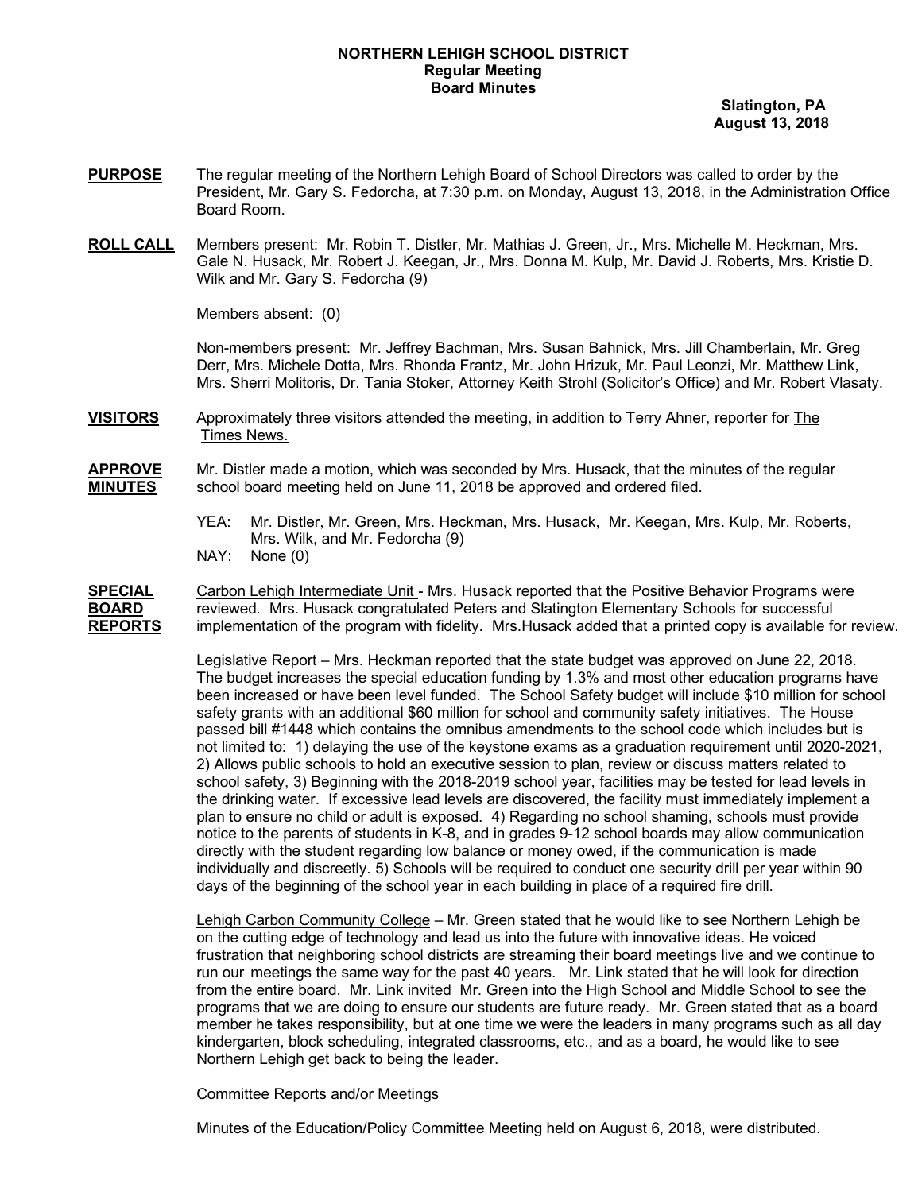**NORTHERN LEHIGH SCHOOL DISTRICT**
**Regular Meeting**
**Board Minutes**

**Slatington, PA**
**August 13, 2018**

**PURPOSE** The regular meeting of the Northern Lehigh Board of School Directors was called to order by the President, Mr. Gary S. Fedorcha, at 7:30 p.m. on Monday, August 13, 2018, in the Administration Office Board Room.

**ROLL CALL** Members present: Mr. Robin T. Distler, Mr. Mathias J. Green, Jr., Mrs. Michelle M. Heckman, Mrs. Gale N. Husack, Mr. Robert J. Keegan, Jr., Mrs. Donna M. Kulp, Mr. David J. Roberts, Mrs. Kristie D. Wilk and Mr. Gary S. Fedorcha (9)

Members absent: (0)

Non-members present: Mr. Jeffrey Bachman, Mrs. Susan Bahnick, Mrs. Jill Chamberlain, Mr. Greg Derr, Mrs. Michele Dotta, Mrs. Rhonda Frantz, Mr. John Hrizuk, Mr. Paul Leonzi, Mr. Matthew Link, Mrs. Sherri Molitoris, Dr. Tania Stoker, Attorney Keith Strohl (Solicitor's Office) and Mr. Robert Vlasaty.

**VISITORS** Approximately three visitors attended the meeting, in addition to Terry Ahner, reporter for The Times News.

**APPROVE MINUTES** Mr. Distler made a motion, which was seconded by Mrs. Husack, that the minutes of the regular school board meeting held on June 11, 2018 be approved and ordered filed.

YEA: Mr. Distler, Mr. Green, Mrs. Heckman, Mrs. Husack, Mr. Keegan, Mrs. Kulp, Mr. Roberts, Mrs. Wilk, and Mr. Fedorcha (9)
NAY: None (0)

**SPECIAL BOARD REPORTS** Carbon Lehigh Intermediate Unit - Mrs. Husack reported that the Positive Behavior Programs were reviewed. Mrs. Husack congratulated Peters and Slatington Elementary Schools for successful implementation of the program with fidelity. Mrs.Husack added that a printed copy is available for review.

Legislative Report – Mrs. Heckman reported that the state budget was approved on June 22, 2018. The budget increases the special education funding by 1.3% and most other education programs have been increased or have been level funded. The School Safety budget will include $10 million for school safety grants with an additional $60 million for school and community safety initiatives. The House passed bill #1448 which contains the omnibus amendments to the school code which includes but is not limited to: 1) delaying the use of the keystone exams as a graduation requirement until 2020-2021, 2) Allows public schools to hold an executive session to plan, review or discuss matters related to school safety, 3) Beginning with the 2018-2019 school year, facilities may be tested for lead levels in the drinking water. If excessive lead levels are discovered, the facility must immediately implement a plan to ensure no child or adult is exposed. 4) Regarding no school shaming, schools must provide notice to the parents of students in K-8, and in grades 9-12 school boards may allow communication directly with the student regarding low balance or money owed, if the communication is made individually and discreetly. 5) Schools will be required to conduct one security drill per year within 90 days of the beginning of the school year in each building in place of a required fire drill.

Lehigh Carbon Community College – Mr. Green stated that he would like to see Northern Lehigh be on the cutting edge of technology and lead us into the future with innovative ideas. He voiced frustration that neighboring school districts are streaming their board meetings live and we continue to run our meetings the same way for the past 40 years. Mr. Link stated that he will look for direction from the entire board. Mr. Link invited Mr. Green into the High School and Middle School to see the programs that we are doing to ensure our students are future ready. Mr. Green stated that as a board member he takes responsibility, but at one time we were the leaders in many programs such as all day kindergarten, block scheduling, integrated classrooms, etc., and as a board, he would like to see Northern Lehigh get back to being the leader.

Committee Reports and/or Meetings

Minutes of the Education/Policy Committee Meeting held on August 6, 2018, were distributed.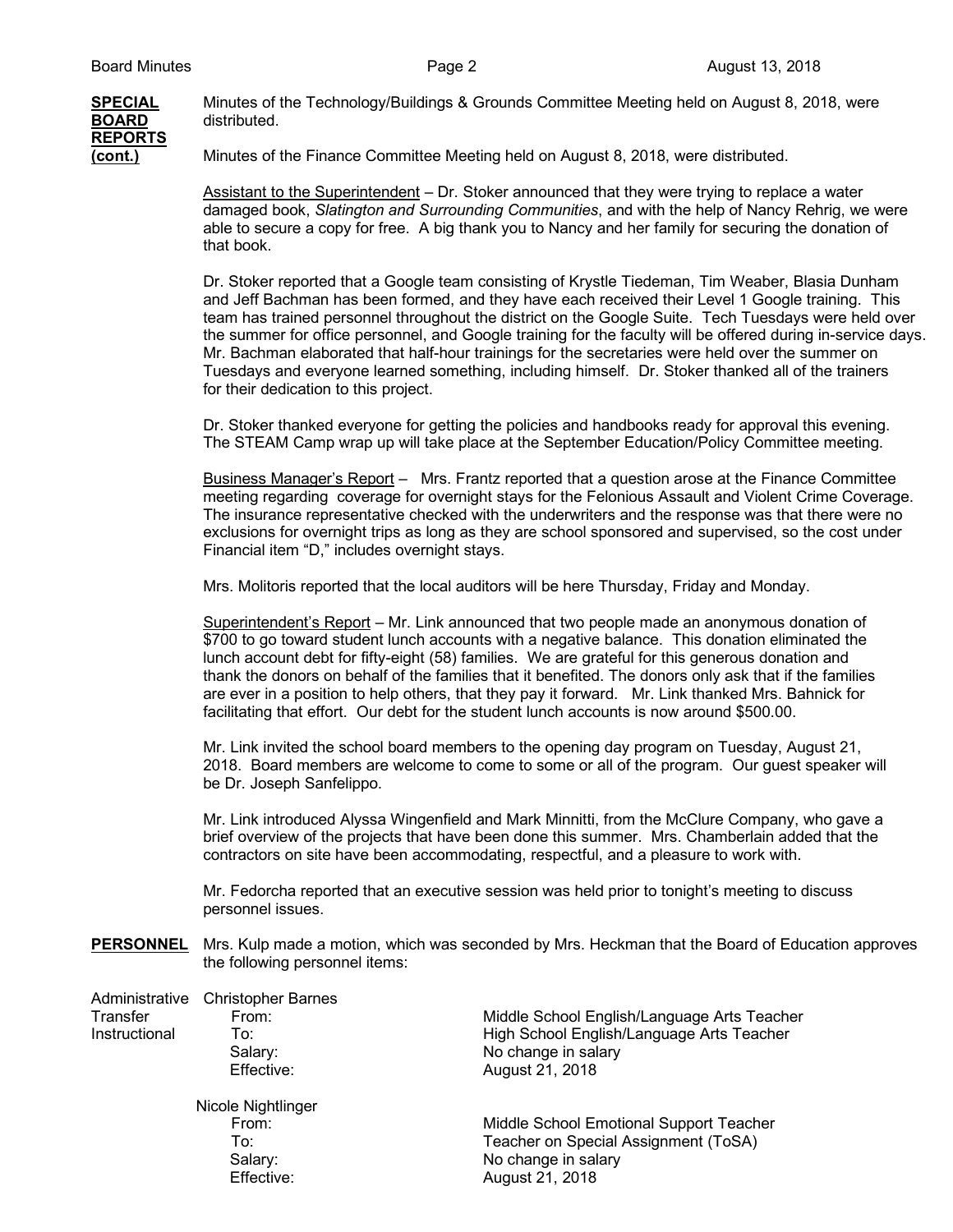**SPECIAL BOARD REPORTS (cont.)**

Minutes of the Technology/Buildings & Grounds Committee Meeting held on August 8, 2018, were distributed.

Minutes of the Finance Committee Meeting held on August 8, 2018, were distributed.

Assistant to the Superintendent – Dr. Stoker announced that they were trying to replace a water damaged book, *Slatington and Surrounding Communities*, and with the help of Nancy Rehrig, we were able to secure a copy for free. A big thank you to Nancy and her family for securing the donation of that book.

Dr. Stoker reported that a Google team consisting of Krystle Tiedeman, Tim Weaber, Blasia Dunham and Jeff Bachman has been formed, and they have each received their Level 1 Google training. This team has trained personnel throughout the district on the Google Suite. Tech Tuesdays were held over the summer for office personnel, and Google training for the faculty will be offered during in-service days. Mr. Bachman elaborated that half-hour trainings for the secretaries were held over the summer on Tuesdays and everyone learned something, including himself. Dr. Stoker thanked all of the trainers for their dedication to this project.

Dr. Stoker thanked everyone for getting the policies and handbooks ready for approval this evening. The STEAM Camp wrap up will take place at the September Education/Policy Committee meeting.

Business Manager's Report – Mrs. Frantz reported that a question arose at the Finance Committee meeting regarding coverage for overnight stays for the Felonious Assault and Violent Crime Coverage. The insurance representative checked with the underwriters and the response was that there were no exclusions for overnight trips as long as they are school sponsored and supervised, so the cost under Financial item "D," includes overnight stays.

Mrs. Molitoris reported that the local auditors will be here Thursday, Friday and Monday.

Superintendent's Report – Mr. Link announced that two people made an anonymous donation of $700 to go toward student lunch accounts with a negative balance. This donation eliminated the lunch account debt for fifty-eight (58) families. We are grateful for this generous donation and thank the donors on behalf of the families that it benefited. The donors only ask that if the families are ever in a position to help others, that they pay it forward. Mr. Link thanked Mrs. Bahnick for facilitating that effort. Our debt for the student lunch accounts is now around $500.00.

Mr. Link invited the school board members to the opening day program on Tuesday, August 21, 2018. Board members are welcome to come to some or all of the program. Our guest speaker will be Dr. Joseph Sanfelippo.

Mr. Link introduced Alyssa Wingenfield and Mark Minnitti, from the McClure Company, who gave a brief overview of the projects that have been done this summer. Mrs. Chamberlain added that the contractors on site have been accommodating, respectful, and a pleasure to work with.

Mr. Fedorcha reported that an executive session was held prior to tonight's meeting to discuss personnel issues.

**PERSONNEL** Mrs. Kulp made a motion, which was seconded by Mrs. Heckman that the Board of Education approves the following personnel items:

Administrative Transfer Instructional

Christopher Barnes
- From: Middle School English/Language Arts Teacher
- To: High School English/Language Arts Teacher
- Salary: No change in salary
- Effective: August 21, 2018

Nicole Nightlinger
- From: Middle School Emotional Support Teacher
- To: Teacher on Special Assignment (ToSA)
- Salary: No change in salary
- Effective: August 21, 2018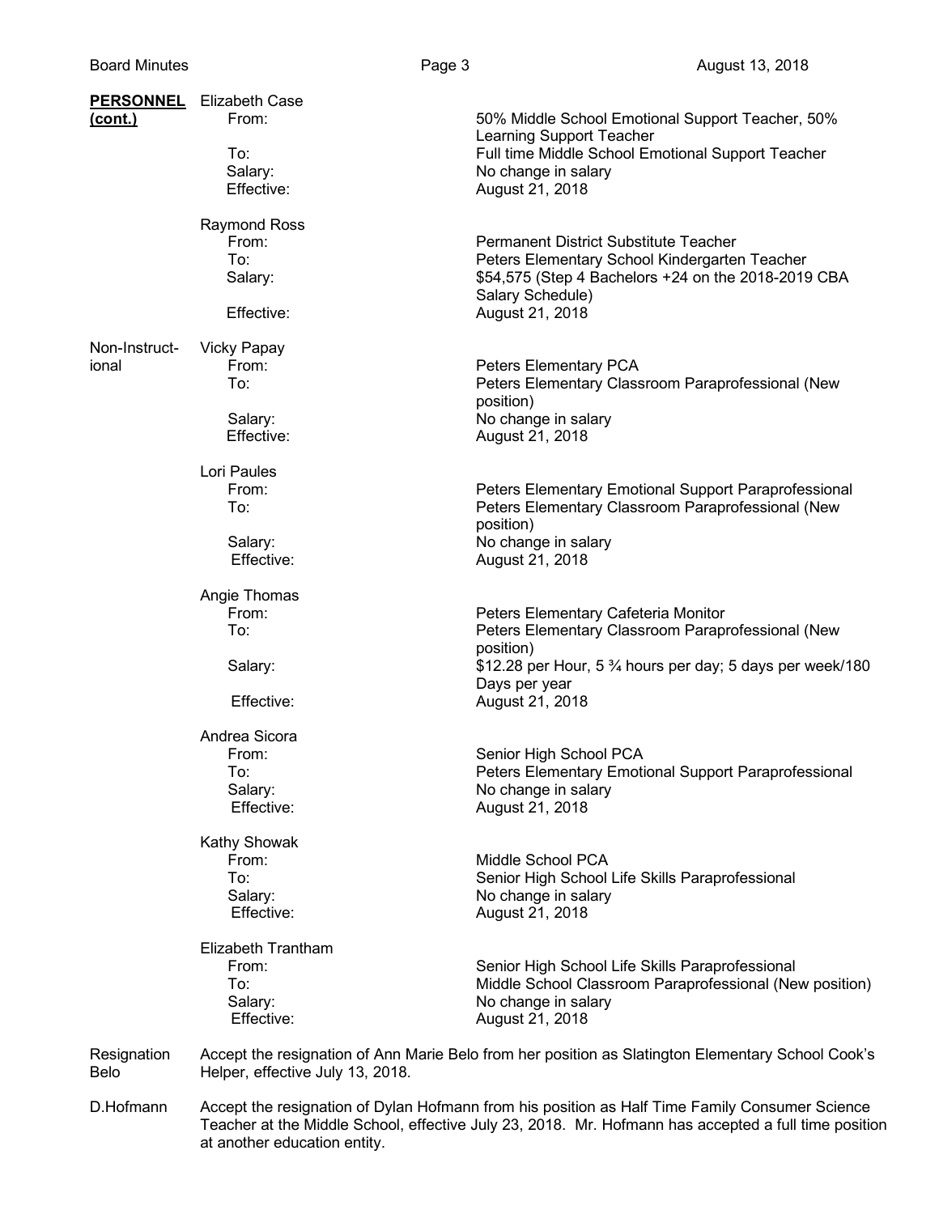**PERSONNEL (cont.)**

Elizabeth Case
- From: 50% Middle School Emotional Support Teacher, 50% Learning Support Teacher
- To: Full time Middle School Emotional Support Teacher
- Salary: No change in salary
- Effective: August 21, 2018

Raymond Ross
- From: Permanent District Substitute Teacher
- To: Peters Elementary School Kindergarten Teacher
- Salary: $54,575 (Step 4 Bachelors +24 on the 2018-2019 CBA Salary Schedule)
- Effective: August 21, 2018

**Non-Instructional**

Vicky Papay
- From: Peters Elementary PCA
- To: Peters Elementary Classroom Paraprofessional (New position)
- Salary: No change in salary
- Effective: August 21, 2018

Lori Paules
- From: Peters Elementary Emotional Support Paraprofessional
- To: Peters Elementary Classroom Paraprofessional (New position)
- Salary: No change in salary
- Effective: August 21, 2018

Angie Thomas
- From: Peters Elementary Cafeteria Monitor
- To: Peters Elementary Classroom Paraprofessional (New position)
- Salary: $12.28 per Hour, 5 ¾ hours per day; 5 days per week/180 Days per year
- Effective: August 21, 2018

Andrea Sicora
- From: Senior High School PCA
- To: Peters Elementary Emotional Support Paraprofessional
- Salary: No change in salary
- Effective: August 21, 2018

Kathy Showak
- From: Middle School PCA
- To: Senior High School Life Skills Paraprofessional
- Salary: No change in salary
- Effective: August 21, 2018

Elizabeth Trantham
- From: Senior High School Life Skills Paraprofessional
- To: Middle School Classroom Paraprofessional (New position)
- Salary: No change in salary
- Effective: August 21, 2018

**Resignation Belo**

Accept the resignation of Ann Marie Belo from her position as Slatington Elementary School Cook's Helper, effective July 13, 2018.

**D.Hofmann**

Accept the resignation of Dylan Hofmann from his position as Half Time Family Consumer Science Teacher at the Middle School, effective July 23, 2018. Mr. Hofmann has accepted a full time position at another education entity.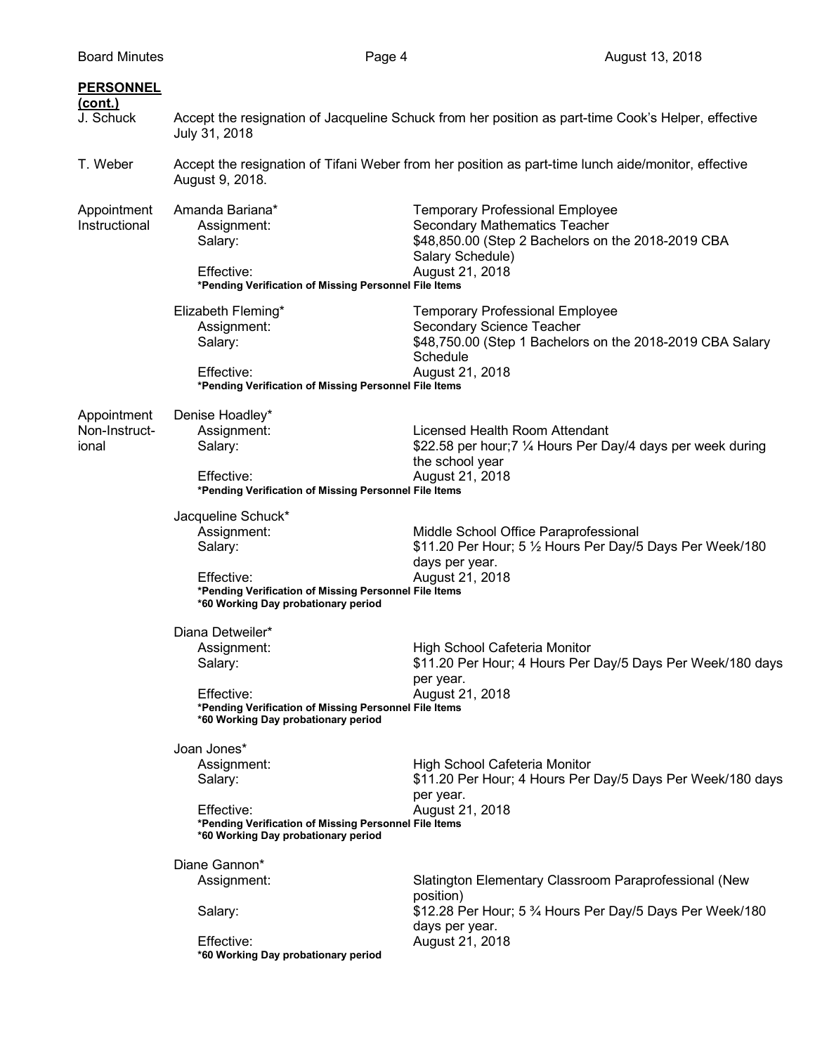**PERSONNEL (cont.)**

J. Schuck — Accept the resignation of Jacqueline Schuck from her position as part-time Cook's Helper, effective July 31, 2018

T. Weber — Accept the resignation of Tifani Weber from her position as part-time lunch aide/monitor, effective August 9, 2018.

**Appointment Instructional**

Amanda Bariana* — Temporary Professional Employee
- Assignment: Secondary Mathematics Teacher
- Salary: $48,850.00 (Step 2 Bachelors on the 2018-2019 CBA Salary Schedule)
- Effective: August 21, 2018

**\*Pending Verification of Missing Personnel File Items**

Elizabeth Fleming* — Temporary Professional Employee
- Assignment: Secondary Science Teacher
- Salary: $48,750.00 (Step 1 Bachelors on the 2018-2019 CBA Salary Schedule
- Effective: August 21, 2018

**\*Pending Verification of Missing Personnel File Items**

**Appointment Non-Instructional**

Denise Hoadley*
- Assignment: Licensed Health Room Attendant
- Salary: $22.58 per hour;7 ¼ Hours Per Day/4 days per week during the school year
- Effective: August 21, 2018

**\*Pending Verification of Missing Personnel File Items**

Jacqueline Schuck*
- Assignment: Middle School Office Paraprofessional
- Salary: $11.20 Per Hour; 5 ½ Hours Per Day/5 Days Per Week/180 days per year.
- Effective: August 21, 2018

**\*Pending Verification of Missing Personnel File Items**
**\*60 Working Day probationary period**

Diana Detweiler*
- Assignment: High School Cafeteria Monitor
- Salary: $11.20 Per Hour; 4 Hours Per Day/5 Days Per Week/180 days per year.
- Effective: August 21, 2018

**\*Pending Verification of Missing Personnel File Items**
**\*60 Working Day probationary period**

Joan Jones*
- Assignment: High School Cafeteria Monitor
- Salary: $11.20 Per Hour; 4 Hours Per Day/5 Days Per Week/180 days per year.
- Effective: August 21, 2018

**\*Pending Verification of Missing Personnel File Items**
**\*60 Working Day probationary period**

Diane Gannon*
- Assignment: Slatington Elementary Classroom Paraprofessional (New position)
- Salary: $12.28 Per Hour; 5 ¾ Hours Per Day/5 Days Per Week/180 days per year.
- Effective: August 21, 2018

**\*60 Working Day probationary period**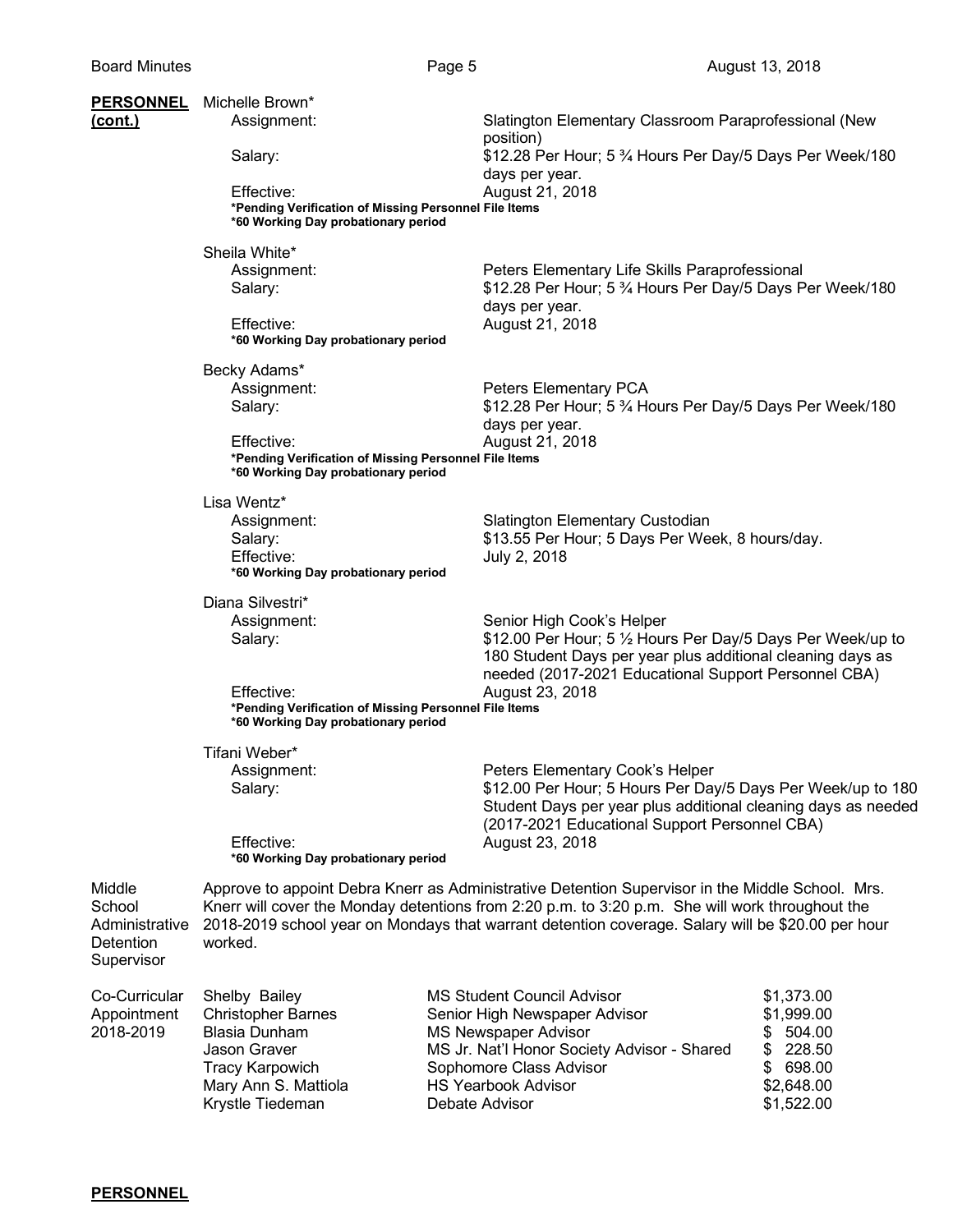**PERSONNEL (cont.)**

Michelle Brown*

- Assignment: Slatington Elementary Classroom Paraprofessional (New position)
- Salary: $12.28 Per Hour; 5 ¾ Hours Per Day/5 Days Per Week/180 days per year.
- Effective: August 21, 2018

**\*Pending Verification of Missing Personnel File Items**
**\*60 Working Day probationary period**

Sheila White*

- Assignment: Peters Elementary Life Skills Paraprofessional
- Salary: $12.28 Per Hour; 5 ¾ Hours Per Day/5 Days Per Week/180 days per year.
- Effective: August 21, 2018

**\*60 Working Day probationary period**

Becky Adams*

- Assignment: Peters Elementary PCA
- Salary: $12.28 Per Hour; 5 ¾ Hours Per Day/5 Days Per Week/180 days per year.
- Effective: August 21, 2018

**\*Pending Verification of Missing Personnel File Items**
**\*60 Working Day probationary period**

Lisa Wentz*

- Assignment: Slatington Elementary Custodian
- Salary: $13.55 Per Hour; 5 Days Per Week, 8 hours/day.
- Effective: July 2, 2018

**\*60 Working Day probationary period**

Diana Silvestri*

- Assignment: Senior High Cook's Helper
- Salary: $12.00 Per Hour; 5 ½ Hours Per Day/5 Days Per Week/up to 180 Student Days per year plus additional cleaning days as needed (2017-2021 Educational Support Personnel CBA)
- Effective: August 23, 2018

**\*Pending Verification of Missing Personnel File Items**
**\*60 Working Day probationary period**

Tifani Weber*

- Assignment: Peters Elementary Cook's Helper
- Salary: $12.00 Per Hour; 5 Hours Per Day/5 Days Per Week/up to 180 Student Days per year plus additional cleaning days as needed (2017-2021 Educational Support Personnel CBA)
- Effective: August 23, 2018

**\*60 Working Day probationary period**

**Middle School Administrative Detention Supervisor**

Approve to appoint Debra Knerr as Administrative Detention Supervisor in the Middle School. Mrs. Knerr will cover the Monday detentions from 2:20 p.m. to 3:20 p.m. She will work throughout the 2018-2019 school year on Mondays that warrant detention coverage. Salary will be $20.00 per hour worked.

**Co-Curricular Appointment 2018-2019**

| Name | Position | Stipend |
|---|---|---|
| Shelby Bailey | MS Student Council Advisor | $1,373.00 |
| Christopher Barnes | Senior High Newspaper Advisor | $1,999.00 |
| Blasia Dunham | MS Newspaper Advisor | $ 504.00 |
| Jason Graver | MS Jr. Nat'l Honor Society Advisor - Shared | $ 228.50 |
| Tracy Karpowich | Sophomore Class Advisor | $ 698.00 |
| Mary Ann S. Mattiola | HS Yearbook Advisor | $2,648.00 |
| Krystle Tiedeman | Debate Advisor | $1,522.00 |

**PERSONNEL**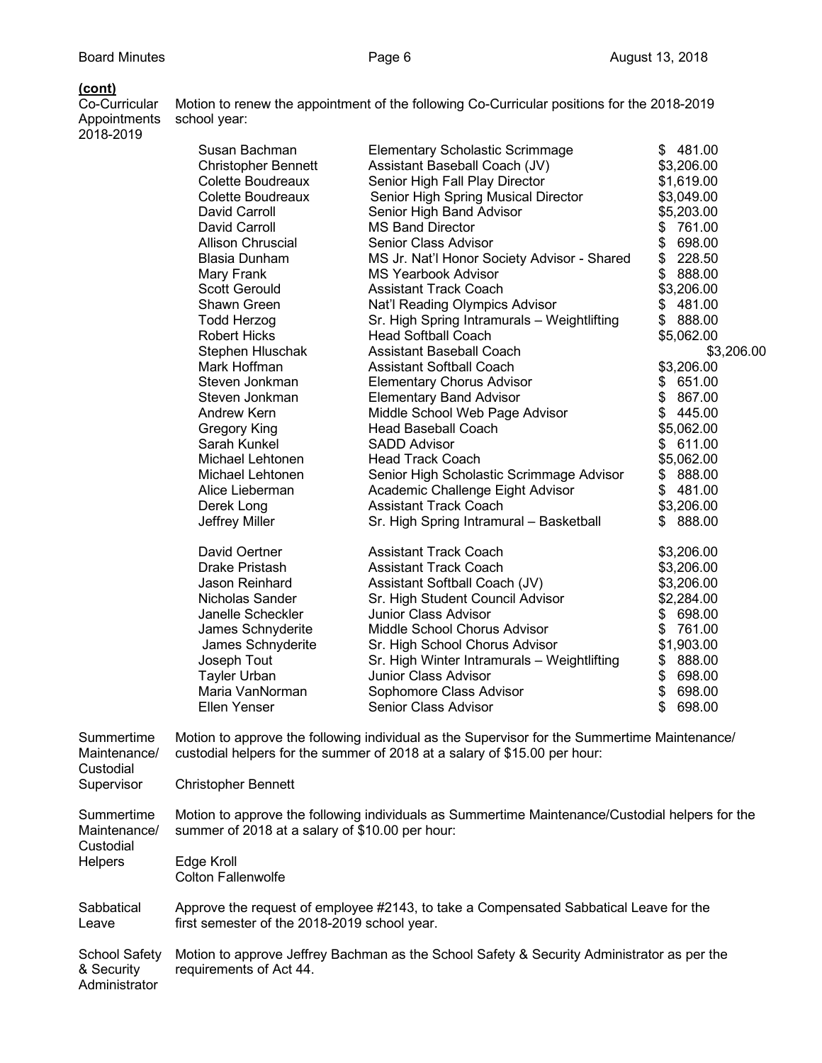**(cont)**

**Co-Curricular Appointments 2018-2019**

Motion to renew the appointment of the following Co-Curricular positions for the 2018-2019 school year:

| Name | Position | Amount |
|---|---|---|
| Susan Bachman | Elementary Scholastic Scrimmage | $ 481.00 |
| Christopher Bennett | Assistant Baseball Coach (JV) | $3,206.00 |
| Colette Boudreaux | Senior High Fall Play Director | $1,619.00 |
| Colette Boudreaux | Senior High Spring Musical Director | $3,049.00 |
| David Carroll | Senior High Band Advisor | $5,203.00 |
| David Carroll | MS Band Director | $ 761.00 |
| Allison Chruscial | Senior Class Advisor | $ 698.00 |
| Blasia Dunham | MS Jr. Nat'l Honor Society Advisor - Shared | $ 228.50 |
| Mary Frank | MS Yearbook Advisor | $ 888.00 |
| Scott Gerould | Assistant Track Coach | $3,206.00 |
| Shawn Green | Nat'l Reading Olympics Advisor | $ 481.00 |
| Todd Herzog | Sr. High Spring Intramurals – Weightlifting | $ 888.00 |
| Robert Hicks | Head Softball Coach | $5,062.00 |
| Stephen Hluschak | Assistant Baseball Coach | $3,206.00 |
| Mark Hoffman | Assistant Softball Coach | $3,206.00 |
| Steven Jonkman | Elementary Chorus Advisor | $ 651.00 |
| Steven Jonkman | Elementary Band Advisor | $ 867.00 |
| Andrew Kern | Middle School Web Page Advisor | $ 445.00 |
| Gregory King | Head Baseball Coach | $5,062.00 |
| Sarah Kunkel | SADD Advisor | $ 611.00 |
| Michael Lehtonen | Head Track Coach | $5,062.00 |
| Michael Lehtonen | Senior High Scholastic Scrimmage Advisor | $ 888.00 |
| Alice Lieberman | Academic Challenge Eight Advisor | $ 481.00 |
| Derek Long | Assistant Track Coach | $3,206.00 |
| Jeffrey Miller | Sr. High Spring Intramural – Basketball | $ 888.00 |
| David Oertner | Assistant Track Coach | $3,206.00 |
| Drake Pristash | Assistant Track Coach | $3,206.00 |
| Jason Reinhard | Assistant Softball Coach (JV) | $3,206.00 |
| Nicholas Sander | Sr. High Student Council Advisor | $2,284.00 |
| Janelle Scheckler | Junior Class Advisor | $ 698.00 |
| James Schnyderite | Middle School Chorus Advisor | $ 761.00 |
| James Schnyderite | Sr. High School Chorus Advisor | $1,903.00 |
| Joseph Tout | Sr. High Winter Intramurals – Weightlifting | $ 888.00 |
| Tayler Urban | Junior Class Advisor | $ 698.00 |
| Maria VanNorman | Sophomore Class Advisor | $ 698.00 |
| Ellen Yenser | Senior Class Advisor | $ 698.00 |

**Summertime Maintenance/ Custodial Supervisor**

Motion to approve the following individual as the Supervisor for the Summertime Maintenance/ custodial helpers for the summer of 2018 at a salary of $15.00 per hour:

Christopher Bennett

**Summertime Maintenance/ Custodial Helpers**

Motion to approve the following individuals as Summertime Maintenance/Custodial helpers for the summer of 2018 at a salary of $10.00 per hour:

Edge Kroll
Colton Fallenwolfe

**Sabbatical Leave**

Approve the request of employee #2143, to take a Compensated Sabbatical Leave for the first semester of the 2018-2019 school year.

**School Safety & Security Administrator**

Motion to approve Jeffrey Bachman as the School Safety & Security Administrator as per the requirements of Act 44.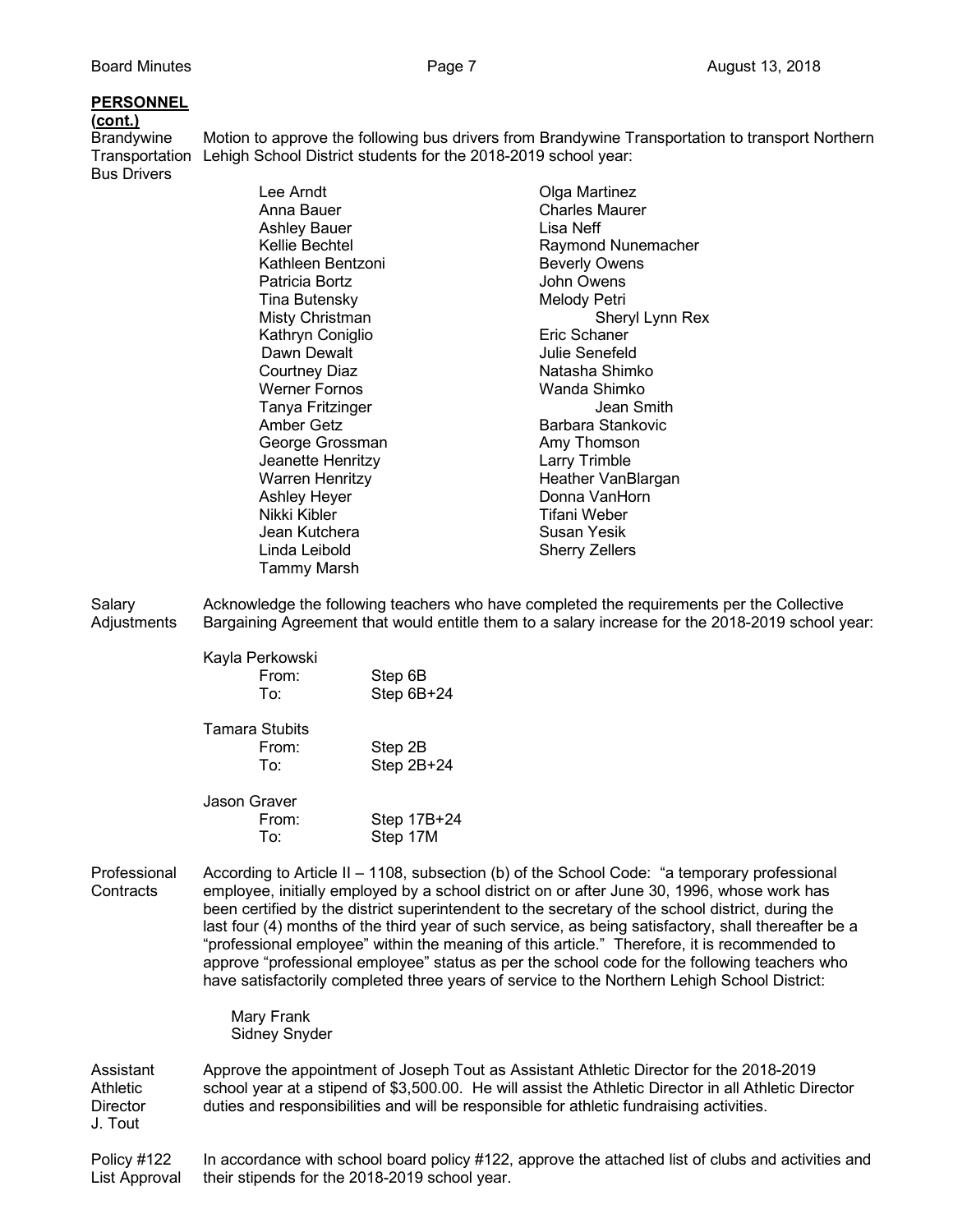**PERSONNEL (cont.)**

**Brandywine Transportation Bus Drivers**

Motion to approve the following bus drivers from Brandywine Transportation to transport Northern Lehigh School District students for the 2018-2019 school year:

| | |
|---|---|
| Lee Arndt | Olga Martinez |
| Anna Bauer | Charles Maurer |
| Ashley Bauer | Lisa Neff |
| Kellie Bechtel | Raymond Nunemacher |
| Kathleen Bentzoni | Beverly Owens |
| Patricia Bortz | John Owens |
| Tina Butensky | Melody Petri |
| Misty Christman | Sheryl Lynn Rex |
| Kathryn Coniglio | Eric Schaner |
| Dawn Dewalt | Julie Senefeld |
| Courtney Diaz | Natasha Shimko |
| Werner Fornos | Wanda Shimko |
| Tanya Fritzinger | Jean Smith |
| Amber Getz | Barbara Stankovic |
| George Grossman | Amy Thomson |
| Jeanette Henritzy | Larry Trimble |
| Warren Henritzy | Heather VanBlargan |
| Ashley Heyer | Donna VanHorn |
| Nikki Kibler | Tifani Weber |
| Jean Kutchera | Susan Yesik |
| Linda Leibold | Sherry Zellers |
| Tammy Marsh | |

**Salary Adjustments**

Acknowledge the following teachers who have completed the requirements per the Collective Bargaining Agreement that would entitle them to a salary increase for the 2018-2019 school year:

Kayla Perkowski
- From: Step 6B
- To: Step 6B+24

Tamara Stubits
- From: Step 2B
- To: Step 2B+24

Jason Graver
- From: Step 17B+24
- To: Step 17M

**Professional Contracts**

According to Article II – 1108, subsection (b) of the School Code: "a temporary professional employee, initially employed by a school district on or after June 30, 1996, whose work has been certified by the district superintendent to the secretary of the school district, during the last four (4) months of the third year of such service, as being satisfactory, shall thereafter be a "professional employee" within the meaning of this article." Therefore, it is recommended to approve "professional employee" status as per the school code for the following teachers who have satisfactorily completed three years of service to the Northern Lehigh School District:

Mary Frank
Sidney Snyder

**Assistant Athletic Director J. Tout**

Approve the appointment of Joseph Tout as Assistant Athletic Director for the 2018-2019 school year at a stipend of $3,500.00. He will assist the Athletic Director in all Athletic Director duties and responsibilities and will be responsible for athletic fundraising activities.

**Policy #122 List Approval**

In accordance with school board policy #122, approve the attached list of clubs and activities and their stipends for the 2018-2019 school year.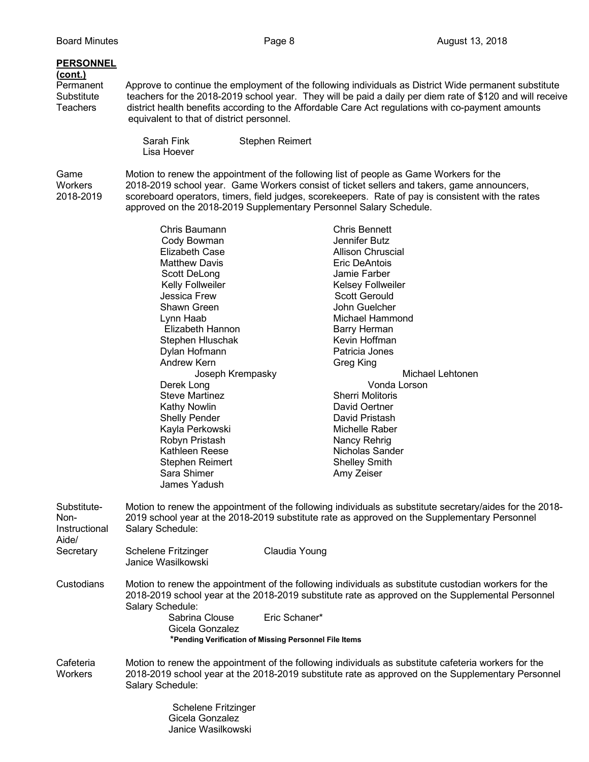**PERSONNEL (cont.)**

**Permanent Substitute Teachers**

Approve to continue the employment of the following individuals as District Wide permanent substitute teachers for the 2018-2019 school year. They will be paid a daily per diem rate of $120 and will receive district health benefits according to the Affordable Care Act regulations with co-payment amounts equivalent to that of district personnel.

Sarah Fink
Stephen Reimert
Lisa Hoever

**Game Workers 2018-2019**

Motion to renew the appointment of the following list of people as Game Workers for the 2018-2019 school year. Game Workers consist of ticket sellers and takers, game announcers, scoreboard operators, timers, field judges, scorekeepers. Rate of pay is consistent with the rates approved on the 2018-2019 Supplementary Personnel Salary Schedule.

Chris Baumann
Chris Bennett
Cody Bowman
Jennifer Butz
Elizabeth Case
Allison Chruscial
Matthew Davis
Eric DeAntois
Scott DeLong
Jamie Farber
Kelly Follweiler
Kelsey Follweiler
Jessica Frew
Scott Gerould
Shawn Green
John Guelcher
Lynn Haab
Michael Hammond
Elizabeth Hannon
Barry Herman
Stephen Hluschak
Kevin Hoffman
Dylan Hofmann
Patricia Jones
Andrew Kern
Greg King
Joseph Krempasky
Michael Lehtonen
Derek Long
Vonda Lorson
Steve Martinez
Sherri Molitoris
Kathy Nowlin
David Oertner
Shelly Pender
David Pristash
Kayla Perkowski
Michelle Raber
Robyn Pristash
Nancy Rehrig
Kathleen Reese
Nicholas Sander
Stephen Reimert
Shelley Smith
Sara Shimer
Amy Zeiser
James Yadush

**Substitute-Non-Instructional Aide/ Secretary**

Motion to renew the appointment of the following individuals as substitute secretary/aides for the 2018-2019 school year at the 2018-2019 substitute rate as approved on the Supplementary Personnel Salary Schedule:

Schelene Fritzinger
Claudia Young
Janice Wasilkowski

**Custodians**

Motion to renew the appointment of the following individuals as substitute custodian workers for the 2018-2019 school year at the 2018-2019 substitute rate as approved on the Supplemental Personnel Salary Schedule:

Sabrina Clouse
Eric Schaner*
Gicela Gonzalez

***Pending Verification of Missing Personnel File Items**

**Cafeteria Workers**

Motion to renew the appointment of the following individuals as substitute cafeteria workers for the 2018-2019 school year at the 2018-2019 substitute rate as approved on the Supplementary Personnel Salary Schedule:

Schelene Fritzinger
Gicela Gonzalez
Janice Wasilkowski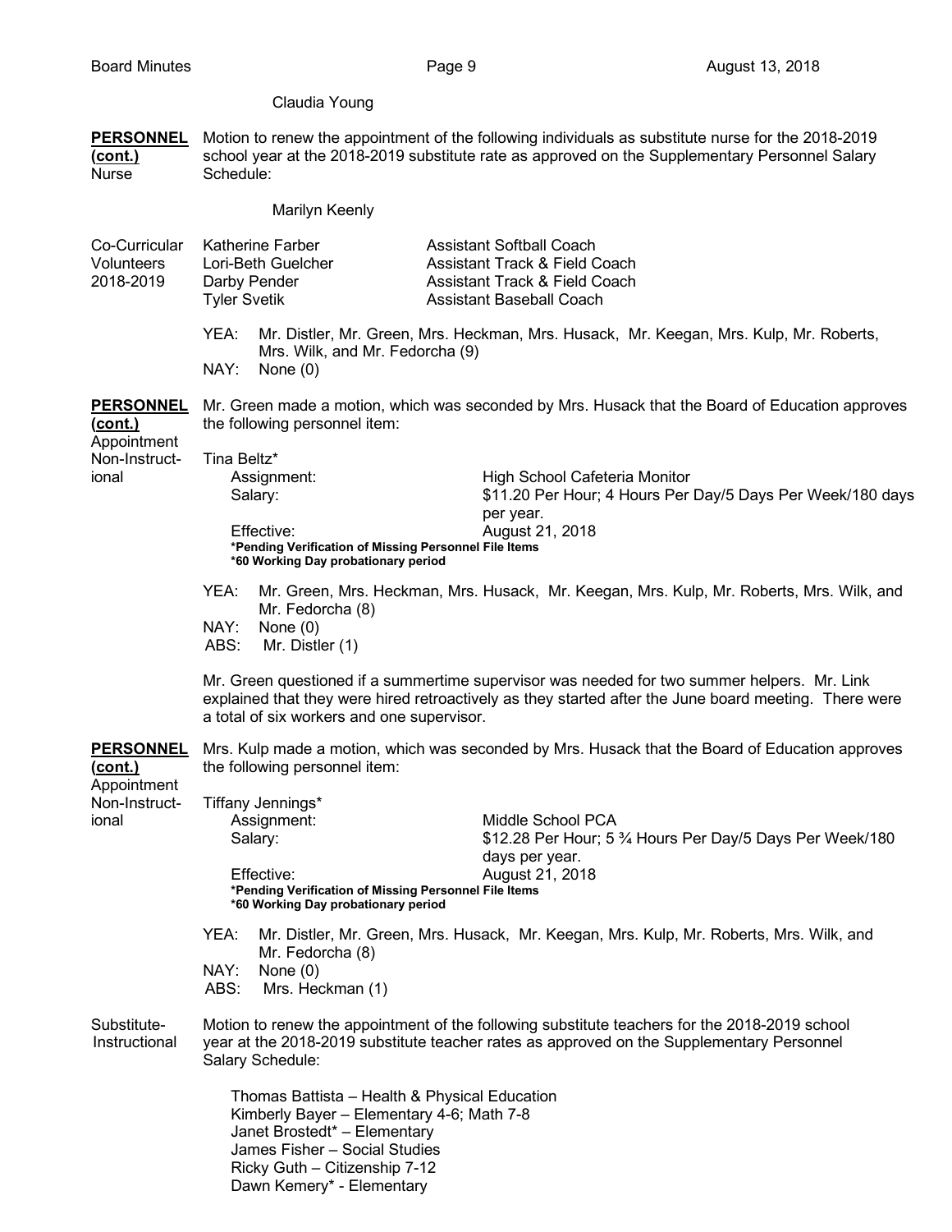Claudia Young

**PERSONNEL (cont.)**
Nurse

Motion to renew the appointment of the following individuals as substitute nurse for the 2018-2019 school year at the 2018-2019 substitute rate as approved on the Supplementary Personnel Salary Schedule:

Marilyn Keenly

Co-Curricular Volunteers 2018-2019

| | |
|---|---|
| Katherine Farber | Assistant Softball Coach |
| Lori-Beth Guelcher | Assistant Track & Field Coach |
| Darby Pender | Assistant Track & Field Coach |
| Tyler Svetik | Assistant Baseball Coach |

YEA: Mr. Distler, Mr. Green, Mrs. Heckman, Mrs. Husack, Mr. Keegan, Mrs. Kulp, Mr. Roberts, Mrs. Wilk, and Mr. Fedorcha (9)
NAY: None (0)

**PERSONNEL (cont.)**
Appointment Non-Instructional

Mr. Green made a motion, which was seconded by Mrs. Husack that the Board of Education approves the following personnel item:

Tina Beltz*

| | |
|---|---|
| Assignment: | High School Cafeteria Monitor |
| Salary: | $11.20 Per Hour; 4 Hours Per Day/5 Days Per Week/180 days per year. |
| Effective: | August 21, 2018 |

**\*Pending Verification of Missing Personnel File Items**
**\*60 Working Day probationary period**

YEA: Mr. Green, Mrs. Heckman, Mrs. Husack, Mr. Keegan, Mrs. Kulp, Mr. Roberts, Mrs. Wilk, and Mr. Fedorcha (8)
NAY: None (0)
ABS: Mr. Distler (1)

Mr. Green questioned if a summertime supervisor was needed for two summer helpers. Mr. Link explained that they were hired retroactively as they started after the June board meeting. There were a total of six workers and one supervisor.

**PERSONNEL (cont.)**
Appointment Non-Instructional

Mrs. Kulp made a motion, which was seconded by Mrs. Husack that the Board of Education approves the following personnel item:

Tiffany Jennings*

| | |
|---|---|
| Assignment: | Middle School PCA |
| Salary: | $12.28 Per Hour; 5 ¾ Hours Per Day/5 Days Per Week/180 days per year. |
| Effective: | August 21, 2018 |

**\*Pending Verification of Missing Personnel File Items**
**\*60 Working Day probationary period**

YEA: Mr. Distler, Mr. Green, Mrs. Husack, Mr. Keegan, Mrs. Kulp, Mr. Roberts, Mrs. Wilk, and Mr. Fedorcha (8)
NAY: None (0)
ABS: Mrs. Heckman (1)

Substitute-Instructional

Motion to renew the appointment of the following substitute teachers for the 2018-2019 school year at the 2018-2019 substitute teacher rates as approved on the Supplementary Personnel Salary Schedule:

Thomas Battista – Health & Physical Education
Kimberly Bayer – Elementary 4-6; Math 7-8
Janet Brostedt* – Elementary
James Fisher – Social Studies
Ricky Guth – Citizenship 7-12
Dawn Kemery* - Elementary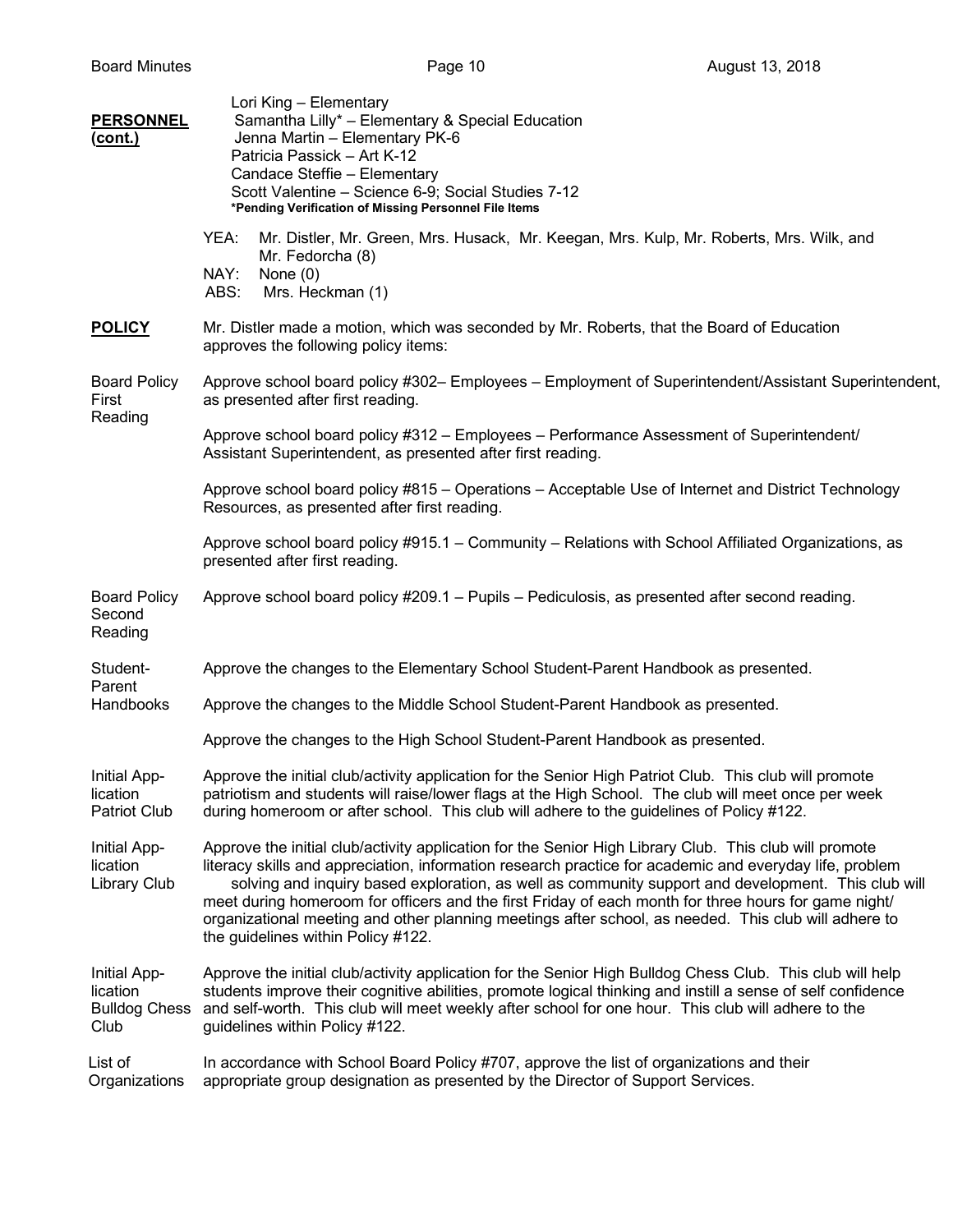**PERSONNEL (cont.)**

Lori King – Elementary
Samantha Lilly* – Elementary & Special Education
Jenna Martin – Elementary PK-6
Patricia Passick – Art K-12
Candace Steffie – Elementary
Scott Valentine – Science 6-9; Social Studies 7-12
**\*Pending Verification of Missing Personnel File Items**

YEA: Mr. Distler, Mr. Green, Mrs. Husack, Mr. Keegan, Mrs. Kulp, Mr. Roberts, Mrs. Wilk, and Mr. Fedorcha (8)
NAY: None (0)
ABS: Mrs. Heckman (1)

**POLICY**

Mr. Distler made a motion, which was seconded by Mr. Roberts, that the Board of Education approves the following policy items:

Board Policy First Reading

Approve school board policy #302– Employees – Employment of Superintendent/Assistant Superintendent, as presented after first reading.

Approve school board policy #312 – Employees – Performance Assessment of Superintendent/ Assistant Superintendent, as presented after first reading.

Approve school board policy #815 – Operations – Acceptable Use of Internet and District Technology Resources, as presented after first reading.

Approve school board policy #915.1 – Community – Relations with School Affiliated Organizations, as presented after first reading.

Board Policy Second Reading

Approve school board policy #209.1 – Pupils – Pediculosis, as presented after second reading.

Student-Parent Handbooks

Approve the changes to the Elementary School Student-Parent Handbook as presented.

Approve the changes to the Middle School Student-Parent Handbook as presented.

Approve the changes to the High School Student-Parent Handbook as presented.

Initial Application Patriot Club

Approve the initial club/activity application for the Senior High Patriot Club. This club will promote patriotism and students will raise/lower flags at the High School. The club will meet once per week during homeroom or after school. This club will adhere to the guidelines of Policy #122.

Initial Application Library Club

Approve the initial club/activity application for the Senior High Library Club. This club will promote literacy skills and appreciation, information research practice for academic and everyday life, problem solving and inquiry based exploration, as well as community support and development. This club will meet during homeroom for officers and the first Friday of each month for three hours for game night/ organizational meeting and other planning meetings after school, as needed. This club will adhere to the guidelines within Policy #122.

Initial Application Bulldog Chess Club

Approve the initial club/activity application for the Senior High Bulldog Chess Club. This club will help students improve their cognitive abilities, promote logical thinking and instill a sense of self confidence and self-worth. This club will meet weekly after school for one hour. This club will adhere to the guidelines within Policy #122.

List of Organizations

In accordance with School Board Policy #707, approve the list of organizations and their appropriate group designation as presented by the Director of Support Services.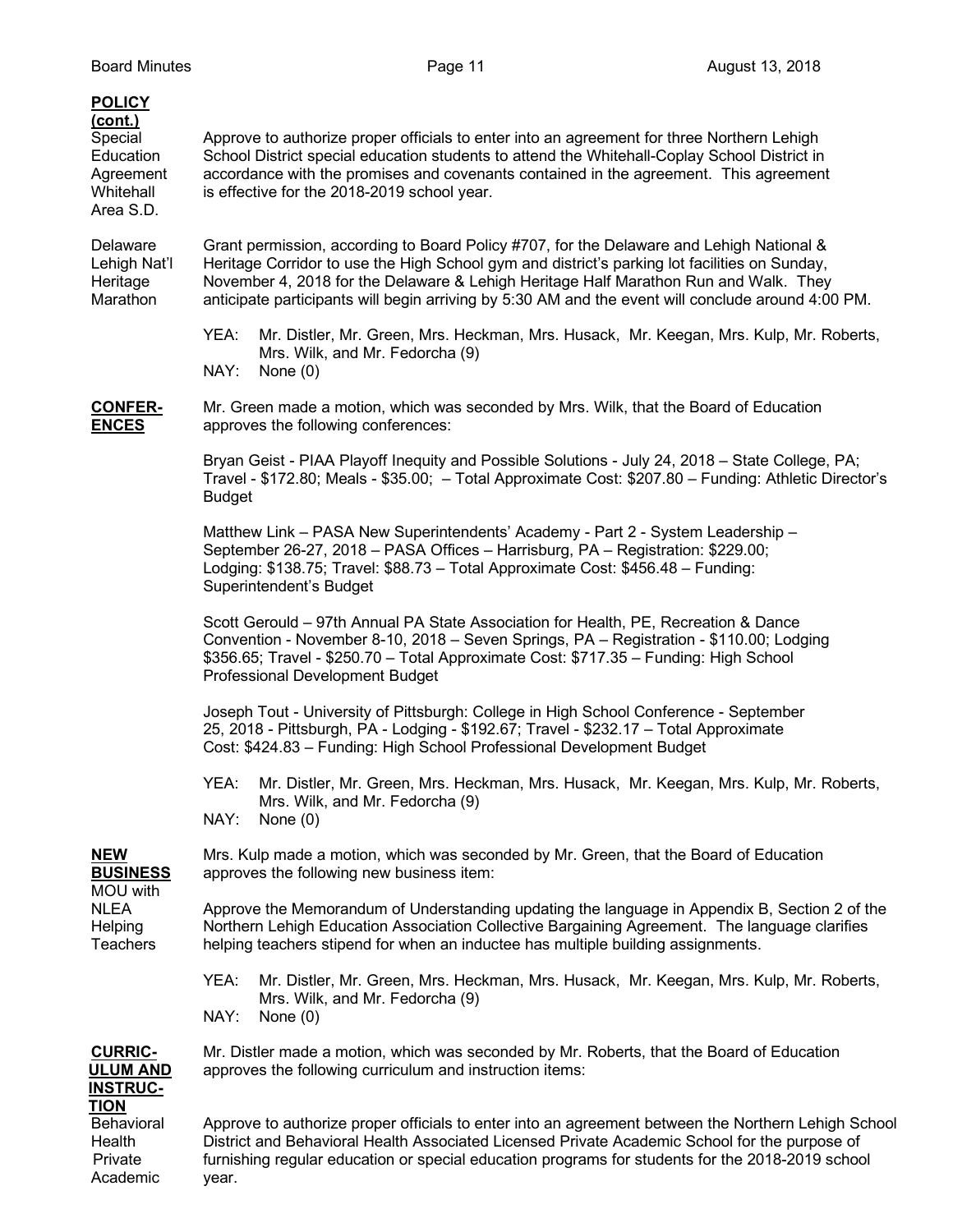**POLICY (cont.)**

Special Education Agreement Whitehall Area S.D.

Approve to authorize proper officials to enter into an agreement for three Northern Lehigh School District special education students to attend the Whitehall-Coplay School District in accordance with the promises and covenants contained in the agreement. This agreement is effective for the 2018-2019 school year.

Delaware Lehigh Nat'l Heritage Marathon

Grant permission, according to Board Policy #707, for the Delaware and Lehigh National & Heritage Corridor to use the High School gym and district's parking lot facilities on Sunday, November 4, 2018 for the Delaware & Lehigh Heritage Half Marathon Run and Walk. They anticipate participants will begin arriving by 5:30 AM and the event will conclude around 4:00 PM.

YEA: Mr. Distler, Mr. Green, Mrs. Heckman, Mrs. Husack, Mr. Keegan, Mrs. Kulp, Mr. Roberts, Mrs. Wilk, and Mr. Fedorcha (9)
NAY: None (0)

**CONFERENCES**

Mr. Green made a motion, which was seconded by Mrs. Wilk, that the Board of Education approves the following conferences:

Bryan Geist - PIAA Playoff Inequity and Possible Solutions - July 24, 2018 – State College, PA; Travel - $172.80; Meals - $35.00; – Total Approximate Cost: $207.80 – Funding: Athletic Director's Budget

Matthew Link – PASA New Superintendents' Academy - Part 2 - System Leadership – September 26-27, 2018 – PASA Offices – Harrisburg, PA – Registration: $229.00; Lodging: $138.75; Travel: $88.73 – Total Approximate Cost: $456.48 – Funding: Superintendent's Budget

Scott Gerould – 97th Annual PA State Association for Health, PE, Recreation & Dance Convention - November 8-10, 2018 – Seven Springs, PA – Registration - $110.00; Lodging $356.65; Travel - $250.70 – Total Approximate Cost: $717.35 – Funding: High School Professional Development Budget

Joseph Tout - University of Pittsburgh: College in High School Conference - September 25, 2018 - Pittsburgh, PA - Lodging - $192.67; Travel - $232.17 – Total Approximate Cost: $424.83 – Funding: High School Professional Development Budget

YEA: Mr. Distler, Mr. Green, Mrs. Heckman, Mrs. Husack, Mr. Keegan, Mrs. Kulp, Mr. Roberts, Mrs. Wilk, and Mr. Fedorcha (9)
NAY: None (0)

**NEW BUSINESS**

Mrs. Kulp made a motion, which was seconded by Mr. Green, that the Board of Education approves the following new business item:

MOU with NLEA Helping Teachers

Approve the Memorandum of Understanding updating the language in Appendix B, Section 2 of the Northern Lehigh Education Association Collective Bargaining Agreement. The language clarifies helping teachers stipend for when an inductee has multiple building assignments.

YEA: Mr. Distler, Mr. Green, Mrs. Heckman, Mrs. Husack, Mr. Keegan, Mrs. Kulp, Mr. Roberts, Mrs. Wilk, and Mr. Fedorcha (9)
NAY: None (0)

**CURRICULUM AND INSTRUCTION**

Mr. Distler made a motion, which was seconded by Mr. Roberts, that the Board of Education approves the following curriculum and instruction items:

Behavioral Health Private Academic

Approve to authorize proper officials to enter into an agreement between the Northern Lehigh School District and Behavioral Health Associated Licensed Private Academic School for the purpose of furnishing regular education or special education programs for students for the 2018-2019 school year.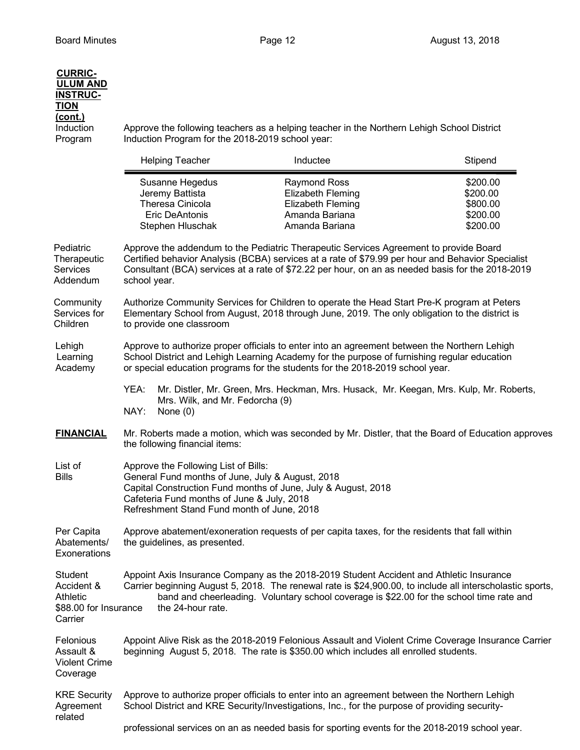**CURRICULUM AND INSTRUCTION (cont.)**

Induction Program

Approve the following teachers as a helping teacher in the Northern Lehigh School District Induction Program for the 2018-2019 school year:

| Helping Teacher | Inductee | Stipend |
|---|---|---|
| Susanne Hegedus | Raymond Ross | \$200.00 |
| Jeremy Battista | Elizabeth Fleming | \$200.00 |
| Theresa Cinicola | Elizabeth Fleming | \$800.00 |
| Eric DeAntonis | Amanda Bariana | \$200.00 |
| Stephen Hluschak | Amanda Bariana | \$200.00 |

Pediatric Therapeutic Services Addendum

Approve the addendum to the Pediatric Therapeutic Services Agreement to provide Board Certified behavior Analysis (BCBA) services at a rate of \$79.99 per hour and Behavior Specialist Consultant (BCA) services at a rate of \$72.22 per hour, on an as needed basis for the 2018-2019 school year.

Community Services for Children

Authorize Community Services for Children to operate the Head Start Pre-K program at Peters Elementary School from August, 2018 through June, 2019. The only obligation to the district is to provide one classroom

Lehigh Learning Academy

Approve to authorize proper officials to enter into an agreement between the Northern Lehigh School District and Lehigh Learning Academy for the purpose of furnishing regular education or special education programs for the students for the 2018-2019 school year.

YEA: Mr. Distler, Mr. Green, Mrs. Heckman, Mrs. Husack, Mr. Keegan, Mrs. Kulp, Mr. Roberts, Mrs. Wilk, and Mr. Fedorcha (9)
NAY: None (0)

**FINANCIAL**

Mr. Roberts made a motion, which was seconded by Mr. Distler, that the Board of Education approves the following financial items:

List of Bills

Approve the Following List of Bills:
General Fund months of June, July & August, 2018
Capital Construction Fund months of June, July & August, 2018
Cafeteria Fund months of June & July, 2018
Refreshment Stand Fund month of June, 2018

Per Capita Abatements/ Exonerations

Approve abatement/exoneration requests of per capita taxes, for the residents that fall within the guidelines, as presented.

Student Accident & Athletic Insurance Carrier

Appoint Axis Insurance Company as the 2018-2019 Student Accident and Athletic Insurance Carrier beginning August 5, 2018. The renewal rate is \$24,900.00, to include all interscholastic sports, band and cheerleading. Voluntary school coverage is \$22.00 for the school time rate and \$88.00 for the 24-hour rate.

Felonious Assault & Violent Crime Coverage

Appoint Alive Risk as the 2018-2019 Felonious Assault and Violent Crime Coverage Insurance Carrier beginning August 5, 2018. The rate is \$350.00 which includes all enrolled students.

KRE Security Agreement

Approve to authorize proper officials to enter into an agreement between the Northern Lehigh School District and KRE Security/Investigations, Inc., for the purpose of providing security-related professional services on an as needed basis for sporting events for the 2018-2019 school year.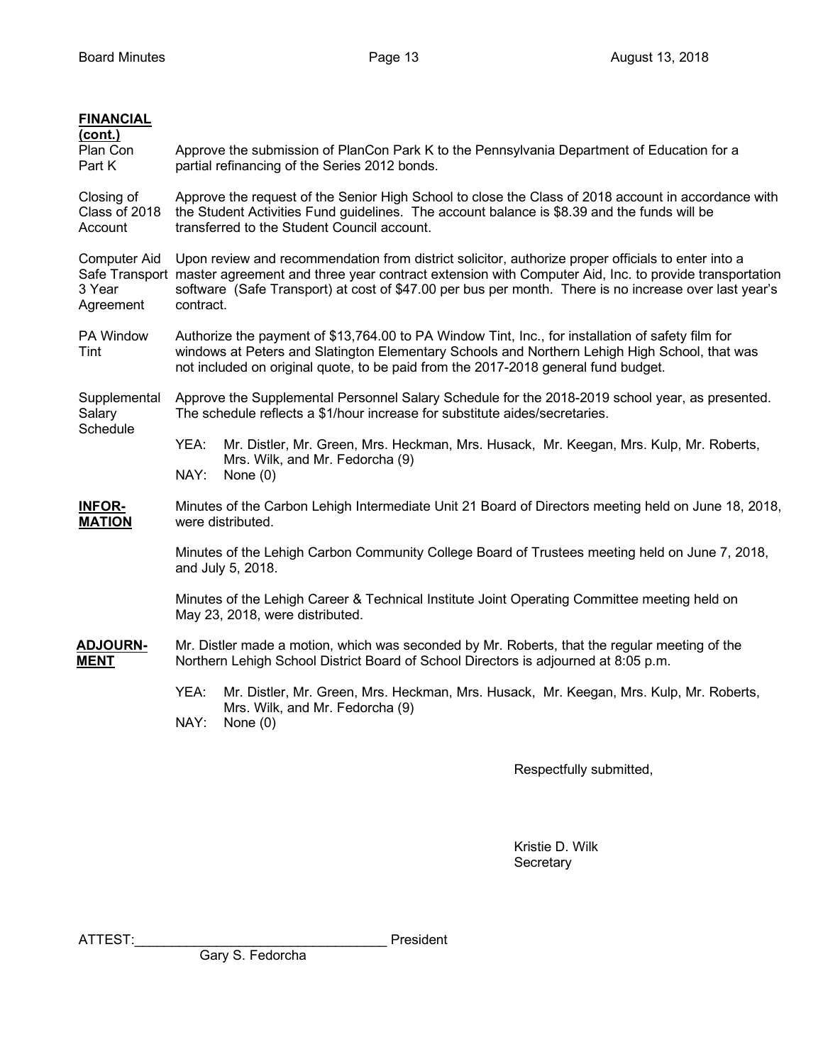**FINANCIAL (cont.)**

Plan Con Part K — Approve the submission of PlanCon Park K to the Pennsylvania Department of Education for a partial refinancing of the Series 2012 bonds.

Closing of Class of 2018 Account — Approve the request of the Senior High School to close the Class of 2018 account in accordance with the Student Activities Fund guidelines. The account balance is $8.39 and the funds will be transferred to the Student Council account.

Computer Aid Safe Transport 3 Year Agreement — Upon review and recommendation from district solicitor, authorize proper officials to enter into a master agreement and three year contract extension with Computer Aid, Inc. to provide transportation software (Safe Transport) at cost of $47.00 per bus per month. There is no increase over last year's contract.

PA Window Tint — Authorize the payment of $13,764.00 to PA Window Tint, Inc., for installation of safety film for windows at Peters and Slatington Elementary Schools and Northern Lehigh High School, that was not included on original quote, to be paid from the 2017-2018 general fund budget.

Supplemental Salary Schedule — Approve the Supplemental Personnel Salary Schedule for the 2018-2019 school year, as presented. The schedule reflects a $1/hour increase for substitute aides/secretaries.

YEA: Mr. Distler, Mr. Green, Mrs. Heckman, Mrs. Husack, Mr. Keegan, Mrs. Kulp, Mr. Roberts, Mrs. Wilk, and Mr. Fedorcha (9)
NAY: None (0)

**INFORMATION**

Minutes of the Carbon Lehigh Intermediate Unit 21 Board of Directors meeting held on June 18, 2018, were distributed.

Minutes of the Lehigh Carbon Community College Board of Trustees meeting held on June 7, 2018, and July 5, 2018.

Minutes of the Lehigh Career & Technical Institute Joint Operating Committee meeting held on May 23, 2018, were distributed.

**ADJOURNMENT**

Mr. Distler made a motion, which was seconded by Mr. Roberts, that the regular meeting of the Northern Lehigh School District Board of School Directors is adjourned at 8:05 p.m.

YEA: Mr. Distler, Mr. Green, Mrs. Heckman, Mrs. Husack, Mr. Keegan, Mrs. Kulp, Mr. Roberts, Mrs. Wilk, and Mr. Fedorcha (9)
NAY: None (0)

Respectfully submitted,

Kristie D. Wilk
Secretary

ATTEST:_________________________________ President
Gary S. Fedorcha